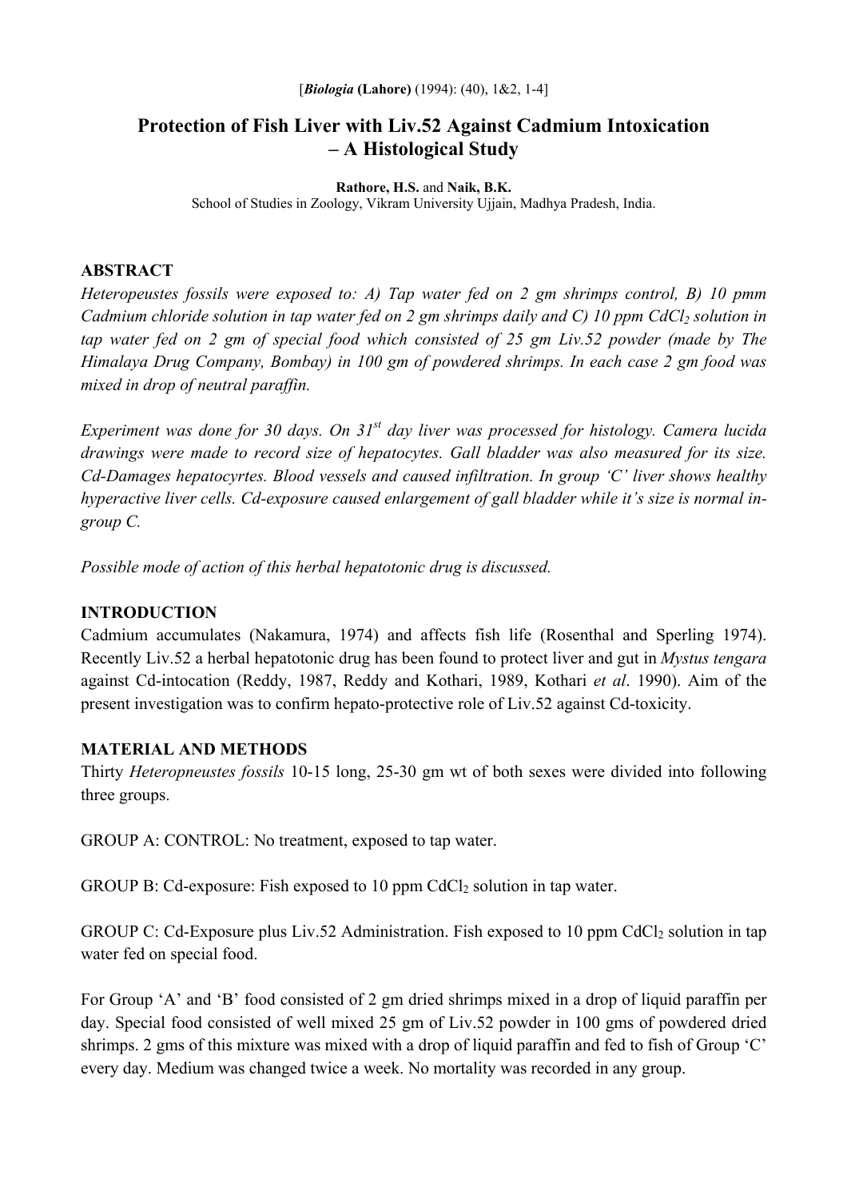[*Biologia* **(Lahore)** (1994): (40), 1&2, 1-4]

# Protection of Fish Liver with Liv.52 Against Cadmium Intoxication – A Histological Study

**Rathore, H.S.** and **Naik, B.K.**
School of Studies in Zoology, Vikram University Ujjain, Madhya Pradesh, India.

## ABSTRACT

*Heteropeustes fossils were exposed to: A) Tap water fed on 2 gm shrimps control, B) 10 pmm Cadmium chloride solution in tap water fed on 2 gm shrimps daily and C) 10 ppm $CdCl_2$ solution in tap water fed on 2 gm of special food which consisted of 25 gm Liv.52 powder (made by The Himalaya Drug Company, Bombay) in 100 gm of powdered shrimps. In each case 2 gm food was mixed in drop of neutral paraffin.*

*Experiment was done for 30 days. On 31st day liver was processed for histology. Camera lucida drawings were made to record size of hepatocytes. Gall bladder was also measured for its size. Cd-Damages hepatocyrtes. Blood vessels and caused infiltration. In group 'C' liver shows healthy hyperactive liver cells. Cd-exposure caused enlargement of gall bladder while it's size is normal in-group C.*

*Possible mode of action of this herbal hepatotonic drug is discussed.*

## INTRODUCTION

Cadmium accumulates (Nakamura, 1974) and affects fish life (Rosenthal and Sperling 1974). Recently Liv.52 a herbal hepatotonic drug has been found to protect liver and gut in *Mystus tengara* against Cd-intocation (Reddy, 1987, Reddy and Kothari, 1989, Kothari *et al*. 1990). Aim of the present investigation was to confirm hepato-protective role of Liv.52 against Cd-toxicity.

## MATERIAL AND METHODS

Thirty *Heteropneustes fossils* 10-15 long, 25-30 gm wt of both sexes were divided into following three groups.

GROUP A: CONTROL: No treatment, exposed to tap water.

GROUP B: Cd-exposure: Fish exposed to 10 ppm $CdCl_2$ solution in tap water.

GROUP C: Cd-Exposure plus Liv.52 Administration. Fish exposed to 10 ppm $CdCl_2$ solution in tap water fed on special food.

For Group 'A' and 'B' food consisted of 2 gm dried shrimps mixed in a drop of liquid paraffin per day. Special food consisted of well mixed 25 gm of Liv.52 powder in 100 gms of powdered dried shrimps. 2 gms of this mixture was mixed with a drop of liquid paraffin and fed to fish of Group 'C' every day. Medium was changed twice a week. No mortality was recorded in any group.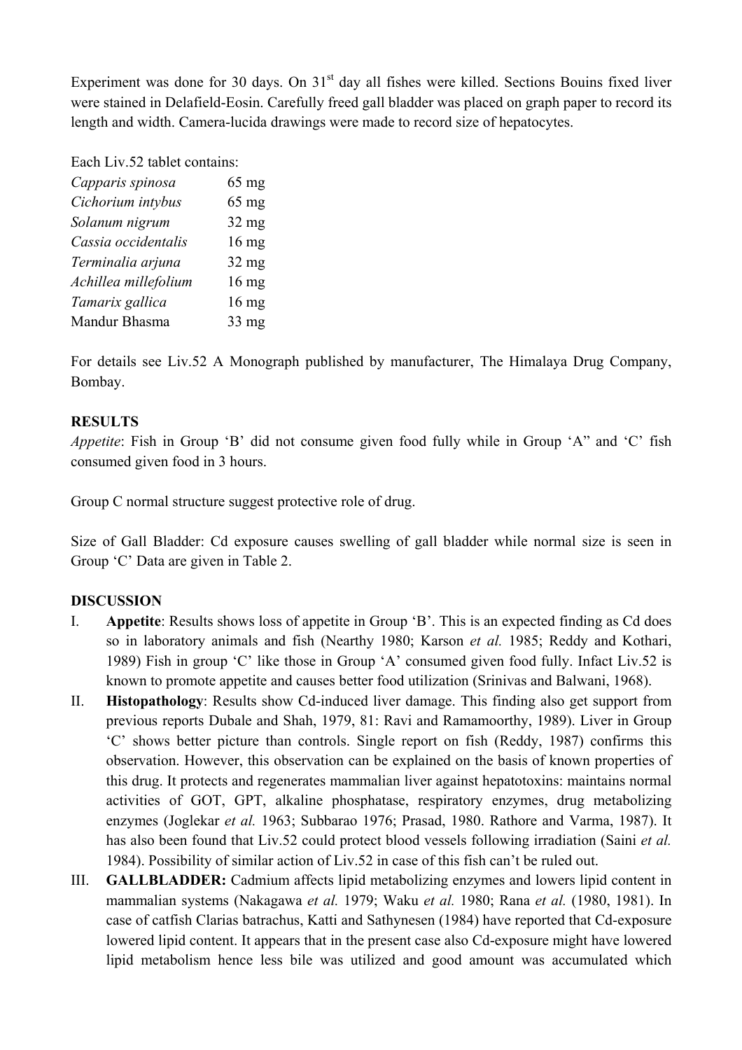Experiment was done for 30 days. On 31st day all fishes were killed. Sections Bouins fixed liver were stained in Delafield-Eosin. Carefully freed gall bladder was placed on graph paper to record its length and width. Camera-lucida drawings were made to record size of hepatocytes.

Each Liv.52 tablet contains:

| | |
|---|---|
| *Capparis spinosa* | 65 mg |
| *Cichorium intybus* | 65 mg |
| *Solanum nigrum* | 32 mg |
| *Cassia occidentalis* | 16 mg |
| *Terminalia arjuna* | 32 mg |
| *Achillea millefolium* | 16 mg |
| *Tamarix gallica* | 16 mg |
| Mandur Bhasma | 33 mg |

For details see Liv.52 A Monograph published by manufacturer, The Himalaya Drug Company, Bombay.

**RESULTS**

*Appetite*: Fish in Group 'B' did not consume given food fully while in Group 'A" and 'C' fish consumed given food in 3 hours.

Group C normal structure suggest protective role of drug.

Size of Gall Bladder: Cd exposure causes swelling of gall bladder while normal size is seen in Group 'C' Data are given in Table 2.

**DISCUSSION**

I. **Appetite**: Results shows loss of appetite in Group 'B'. This is an expected finding as Cd does so in laboratory animals and fish (Nearthy 1980; Karson *et al.* 1985; Reddy and Kothari, 1989) Fish in group 'C' like those in Group 'A' consumed given food fully. Infact Liv.52 is known to promote appetite and causes better food utilization (Srinivas and Balwani, 1968).

II. **Histopathology**: Results show Cd-induced liver damage. This finding also get support from previous reports Dubale and Shah, 1979, 81: Ravi and Ramamoorthy, 1989). Liver in Group 'C' shows better picture than controls. Single report on fish (Reddy, 1987) confirms this observation. However, this observation can be explained on the basis of known properties of this drug. It protects and regenerates mammalian liver against hepatotoxins: maintains normal activities of GOT, GPT, alkaline phosphatase, respiratory enzymes, drug metabolizing enzymes (Joglekar *et al.* 1963; Subbarao 1976; Prasad, 1980. Rathore and Varma, 1987). It has also been found that Liv.52 could protect blood vessels following irradiation (Saini *et al.* 1984). Possibility of similar action of Liv.52 in case of this fish can't be ruled out.

III. **GALLBLADDER:** Cadmium affects lipid metabolizing enzymes and lowers lipid content in mammalian systems (Nakagawa *et al.* 1979; Waku *et al.* 1980; Rana *et al.* (1980, 1981). In case of catfish Clarias batrachus, Katti and Sathynesen (1984) have reported that Cd-exposure lowered lipid content. It appears that in the present case also Cd-exposure might have lowered lipid metabolism hence less bile was utilized and good amount was accumulated which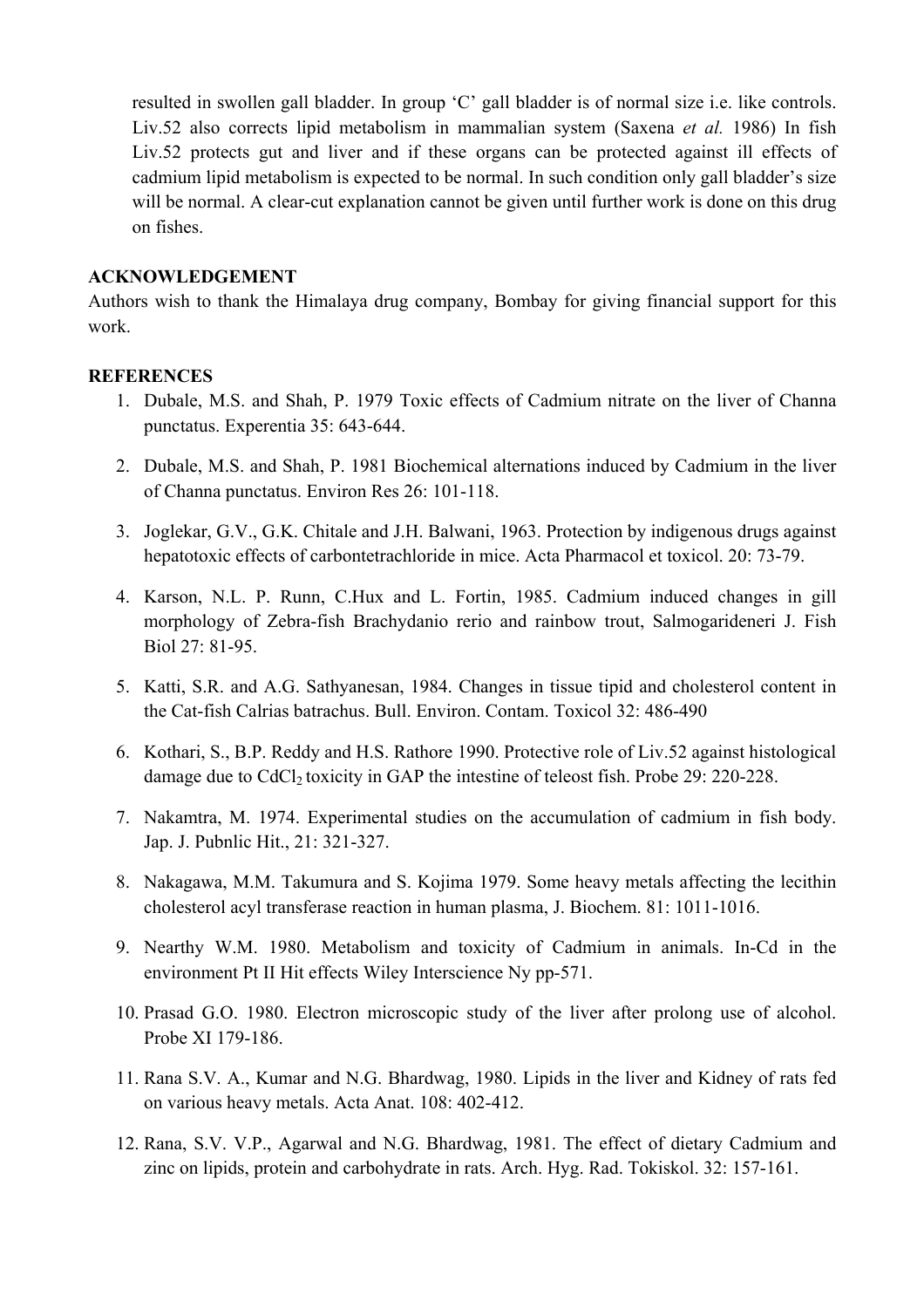resulted in swollen gall bladder. In group 'C' gall bladder is of normal size i.e. like controls. Liv.52 also corrects lipid metabolism in mammalian system (Saxena *et al.* 1986) In fish Liv.52 protects gut and liver and if these organs can be protected against ill effects of cadmium lipid metabolism is expected to be normal. In such condition only gall bladder's size will be normal. A clear-cut explanation cannot be given until further work is done on this drug on fishes.

**ACKNOWLEDGEMENT**

Authors wish to thank the Himalaya drug company, Bombay for giving financial support for this work.

**REFERENCES**

1. Dubale, M.S. and Shah, P. 1979 Toxic effects of Cadmium nitrate on the liver of Channa punctatus. Experentia 35: 643-644.
2. Dubale, M.S. and Shah, P. 1981 Biochemical alternations induced by Cadmium in the liver of Channa punctatus. Environ Res 26: 101-118.
3. Joglekar, G.V., G.K. Chitale and J.H. Balwani, 1963. Protection by indigenous drugs against hepatotoxic effects of carbontetrachloride in mice. Acta Pharmacol et toxicol. 20: 73-79.
4. Karson, N.L. P. Runn, C.Hux and L. Fortin, 1985. Cadmium induced changes in gill morphology of Zebra-fish Brachydanio rerio and rainbow trout, Salmogarideneri J. Fish Biol 27: 81-95.
5. Katti, S.R. and A.G. Sathyanesan, 1984. Changes in tissue tipid and cholesterol content in the Cat-fish Calrias batrachus. Bull. Environ. Contam. Toxicol 32: 486-490
6. Kothari, S., B.P. Reddy and H.S. Rathore 1990. Protective role of Liv.52 against histological damage due to $CdCl_2$ toxicity in GAP the intestine of teleost fish. Probe 29: 220-228.
7. Nakamtra, M. 1974. Experimental studies on the accumulation of cadmium in fish body. Jap. J. Pubnlic Hit., 21: 321-327.
8. Nakagawa, M.M. Takumura and S. Kojima 1979. Some heavy metals affecting the lecithin cholesterol acyl transferase reaction in human plasma, J. Biochem. 81: 1011-1016.
9. Nearthy W.M. 1980. Metabolism and toxicity of Cadmium in animals. In-Cd in the environment Pt II Hit effects Wiley Interscience Ny pp-571.
10. Prasad G.O. 1980. Electron microscopic study of the liver after prolong use of alcohol. Probe XI 179-186.
11. Rana S.V. A., Kumar and N.G. Bhardwag, 1980. Lipids in the liver and Kidney of rats fed on various heavy metals. Acta Anat. 108: 402-412.
12. Rana, S.V. V.P., Agarwal and N.G. Bhardwag, 1981. The effect of dietary Cadmium and zinc on lipids, protein and carbohydrate in rats. Arch. Hyg. Rad. Tokiskol. 32: 157-161.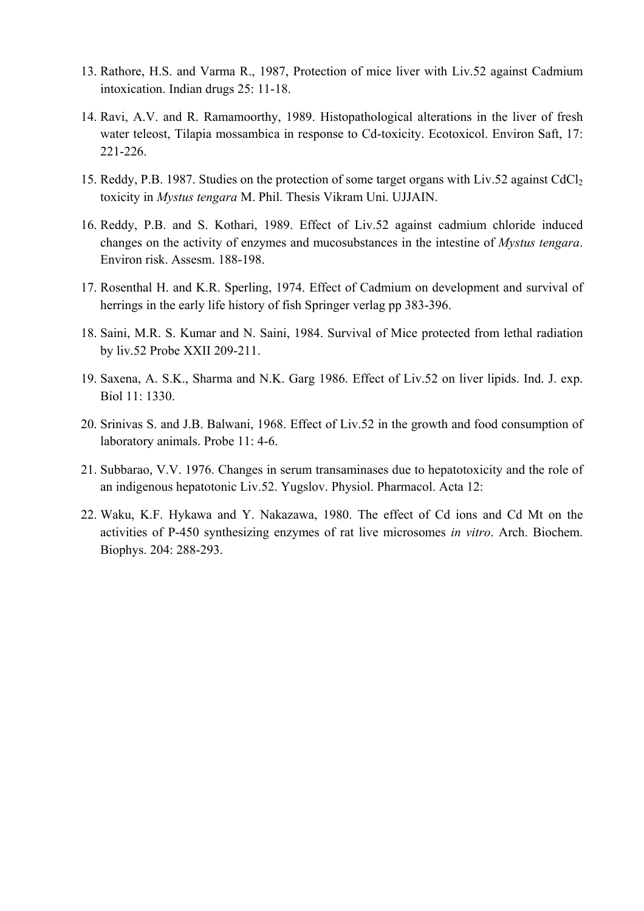13. Rathore, H.S. and Varma R., 1987, Protection of mice liver with Liv.52 against Cadmium intoxication. Indian drugs 25: 11-18.

14. Ravi, A.V. and R. Ramamoorthy, 1989. Histopathological alterations in the liver of fresh water teleost, Tilapia mossambica in response to Cd-toxicity. Ecotoxicol. Environ Saft, 17: 221-226.

15. Reddy, P.B. 1987. Studies on the protection of some target organs with Liv.52 against $CdCl_2$ toxicity in *Mystus tengara* M. Phil. Thesis Vikram Uni. UJJAIN.

16. Reddy, P.B. and S. Kothari, 1989. Effect of Liv.52 against cadmium chloride induced changes on the activity of enzymes and mucosubstances in the intestine of *Mystus tengara*. Environ risk. Assesm. 188-198.

17. Rosenthal H. and K.R. Sperling, 1974. Effect of Cadmium on development and survival of herrings in the early life history of fish Springer verlag pp 383-396.

18. Saini, M.R. S. Kumar and N. Saini, 1984. Survival of Mice protected from lethal radiation by liv.52 Probe XXII 209-211.

19. Saxena, A. S.K., Sharma and N.K. Garg 1986. Effect of Liv.52 on liver lipids. Ind. J. exp. Biol 11: 1330.

20. Srinivas S. and J.B. Balwani, 1968. Effect of Liv.52 in the growth and food consumption of laboratory animals. Probe 11: 4-6.

21. Subbarao, V.V. 1976. Changes in serum transaminases due to hepatotoxicity and the role of an indigenous hepatotonic Liv.52. Yugslov. Physiol. Pharmacol. Acta 12:

22. Waku, K.F. Hykawa and Y. Nakazawa, 1980. The effect of Cd ions and Cd Mt on the activities of P-450 synthesizing enzymes of rat live microsomes *in vitro*. Arch. Biochem. Biophys. 204: 288-293.